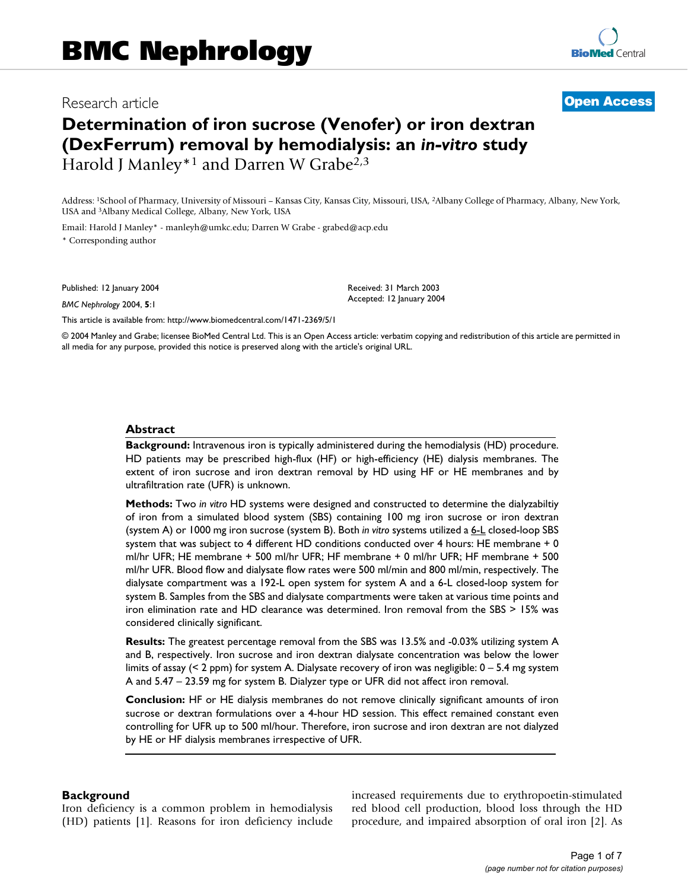# Determination of iron sucrose (Venofer) or iron dextran (DexFerrum) removal by hemodialysis: an *in-vitro* study

Harold J Manley*[1] and Darren W Grabe[2,3]

Address: [1]School of Pharmacy, University of Missouri – Kansas City, Kansas City, Missouri, USA, [2]Albany College of Pharmacy, Albany, New York, USA and [3]Albany Medical College, Albany, New York, USA

Email: Harold J Manley* - manleyh@umkc.edu; Darren W Grabe - grabed@acp.edu

* Corresponding author

Published: 12 January 2004

*BMC Nephrology* 2004, **5**:1

Received: 31 March 2003
Accepted: 12 January 2004

This article is available from: http://www.biomedcentral.com/1471-2369/5/1

© 2004 Manley and Grabe; licensee BioMed Central Ltd. This is an Open Access article: verbatim copying and redistribution of this article are permitted in all media for any purpose, provided this notice is preserved along with the article's original URL.

## Abstract

**Background:** Intravenous iron is typically administered during the hemodialysis (HD) procedure. HD patients may be prescribed high-flux (HF) or high-efficiency (HE) dialysis membranes. The extent of iron sucrose and iron dextran removal by HD using HF or HE membranes and by ultrafiltration rate (UFR) is unknown.

**Methods:** Two *in vitro* HD systems were designed and constructed to determine the dialyzabiltiy of iron from a simulated blood system (SBS) containing 100 mg iron sucrose or iron dextran (system A) or 1000 mg iron sucrose (system B). Both *in vitro* systems utilized a 6-L closed-loop SBS system that was subject to 4 different HD conditions conducted over 4 hours: HE membrane + 0 ml/hr UFR; HE membrane + 500 ml/hr UFR; HF membrane + 0 ml/hr UFR; HF membrane + 500 ml/hr UFR. Blood flow and dialysate flow rates were 500 ml/min and 800 ml/min, respectively. The dialysate compartment was a 192-L open system for system A and a 6-L closed-loop system for system B. Samples from the SBS and dialysate compartments were taken at various time points and iron elimination rate and HD clearance was determined. Iron removal from the SBS > 15% was considered clinically significant.

**Results:** The greatest percentage removal from the SBS was 13.5% and -0.03% utilizing system A and B, respectively. Iron sucrose and iron dextran dialysate concentration was below the lower limits of assay (< 2 ppm) for system A. Dialysate recovery of iron was negligible: 0 – 5.4 mg system A and 5.47 – 23.59 mg for system B. Dialyzer type or UFR did not affect iron removal.

**Conclusion:** HF or HE dialysis membranes do not remove clinically significant amounts of iron sucrose or dextran formulations over a 4-hour HD session. This effect remained constant even controlling for UFR up to 500 ml/hour. Therefore, iron sucrose and iron dextran are not dialyzed by HE or HF dialysis membranes irrespective of UFR.

## Background

Iron deficiency is a common problem in hemodialysis (HD) patients [1]. Reasons for iron deficiency include increased requirements due to erythropoetin-stimulated red blood cell production, blood loss through the HD procedure, and impaired absorption of oral iron [2]. As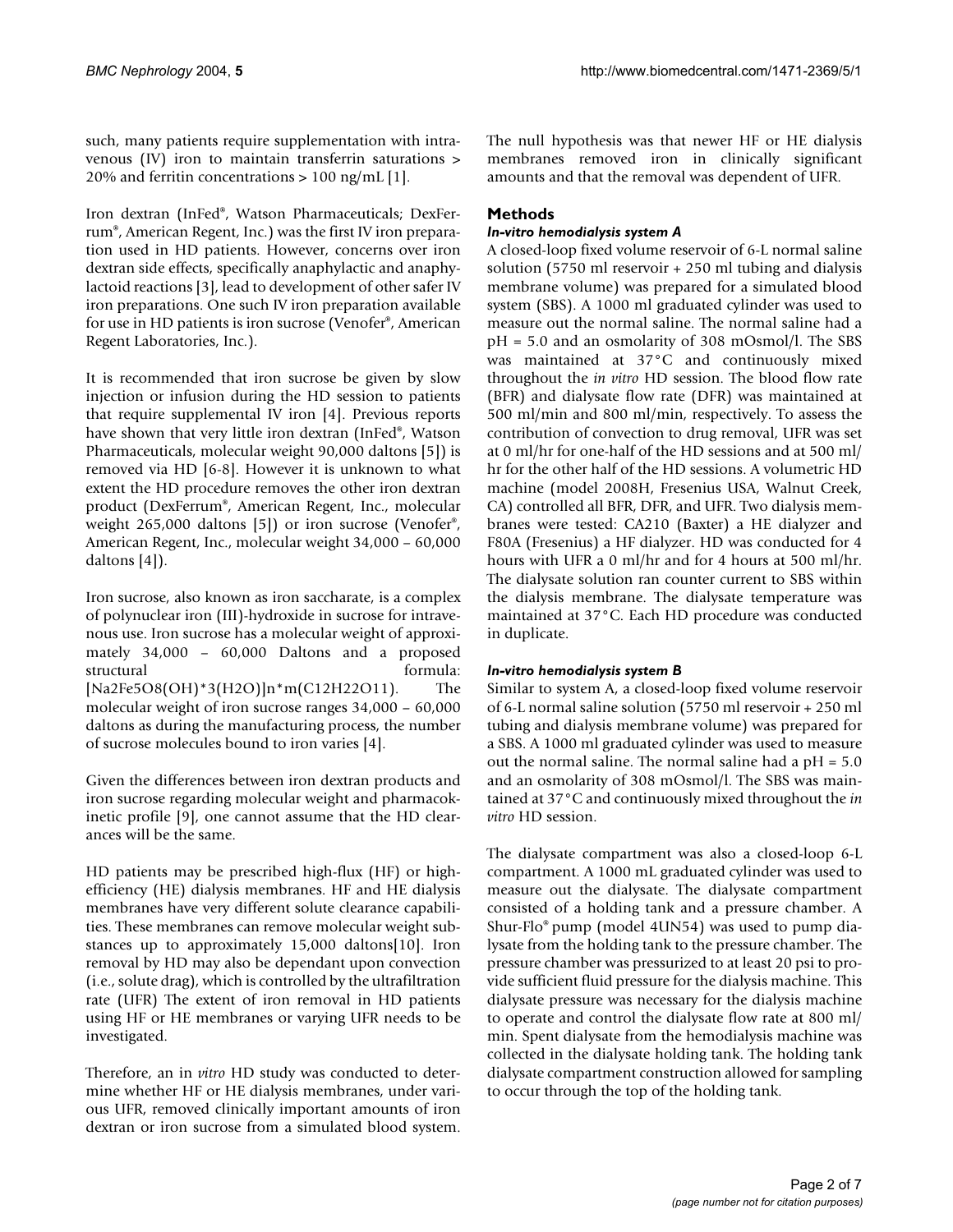such, many patients require supplementation with intravenous (IV) iron to maintain transferrin saturations > 20% and ferritin concentrations > 100 ng/mL [1].

Iron dextran (InFed®, Watson Pharmaceuticals; DexFerrum®, American Regent, Inc.) was the first IV iron preparation used in HD patients. However, concerns over iron dextran side effects, specifically anaphylactic and anaphylactoid reactions [3], lead to development of other safer IV iron preparations. One such IV iron preparation available for use in HD patients is iron sucrose (Venofer®, American Regent Laboratories, Inc.).

It is recommended that iron sucrose be given by slow injection or infusion during the HD session to patients that require supplemental IV iron [4]. Previous reports have shown that very little iron dextran (InFed®, Watson Pharmaceuticals, molecular weight 90,000 daltons [5]) is removed via HD [6-8]. However it is unknown to what extent the HD procedure removes the other iron dextran product (DexFerrum®, American Regent, Inc., molecular weight 265,000 daltons [5]) or iron sucrose (Venofer®, American Regent, Inc., molecular weight 34,000 – 60,000 daltons [4]).

Iron sucrose, also known as iron saccharate, is a complex of polynuclear iron (III)-hydroxide in sucrose for intravenous use. Iron sucrose has a molecular weight of approximately 34,000 – 60,000 Daltons and a proposed structural formula: [Na2Fe5O8(OH)*3(H2O)]n*m(C12H22O11). The molecular weight of iron sucrose ranges 34,000 – 60,000 daltons as during the manufacturing process, the number of sucrose molecules bound to iron varies [4].

Given the differences between iron dextran products and iron sucrose regarding molecular weight and pharmacokinetic profile [9], one cannot assume that the HD clearances will be the same.

HD patients may be prescribed high-flux (HF) or high-efficiency (HE) dialysis membranes. HF and HE dialysis membranes have very different solute clearance capabilities. These membranes can remove molecular weight substances up to approximately 15,000 daltons[10]. Iron removal by HD may also be dependant upon convection (i.e., solute drag), which is controlled by the ultrafiltration rate (UFR) The extent of iron removal in HD patients using HF or HE membranes or varying UFR needs to be investigated.

Therefore, an in *vitro* HD study was conducted to determine whether HF or HE dialysis membranes, under various UFR, removed clinically important amounts of iron dextran or iron sucrose from a simulated blood system. The null hypothesis was that newer HF or HE dialysis membranes removed iron in clinically significant amounts and that the removal was dependent of UFR.

## Methods

### *In-vitro hemodialysis system A*

A closed-loop fixed volume reservoir of 6-L normal saline solution (5750 ml reservoir + 250 ml tubing and dialysis membrane volume) was prepared for a simulated blood system (SBS). A 1000 ml graduated cylinder was used to measure out the normal saline. The normal saline had a pH = 5.0 and an osmolarity of 308 mOsmol/l. The SBS was maintained at 37°C and continuously mixed throughout the *in vitro* HD session. The blood flow rate (BFR) and dialysate flow rate (DFR) was maintained at 500 ml/min and 800 ml/min, respectively. To assess the contribution of convection to drug removal, UFR was set at 0 ml/hr for one-half of the HD sessions and at 500 ml/hr for the other half of the HD sessions. A volumetric HD machine (model 2008H, Fresenius USA, Walnut Creek, CA) controlled all BFR, DFR, and UFR. Two dialysis membranes were tested: CA210 (Baxter) a HE dialyzer and F80A (Fresenius) a HF dialyzer. HD was conducted for 4 hours with UFR a 0 ml/hr and for 4 hours at 500 ml/hr. The dialysate solution ran counter current to SBS within the dialysis membrane. The dialysate temperature was maintained at 37°C. Each HD procedure was conducted in duplicate.

### *In-vitro hemodialysis system B*

Similar to system A, a closed-loop fixed volume reservoir of 6-L normal saline solution (5750 ml reservoir + 250 ml tubing and dialysis membrane volume) was prepared for a SBS. A 1000 ml graduated cylinder was used to measure out the normal saline. The normal saline had a pH = 5.0 and an osmolarity of 308 mOsmol/l. The SBS was maintained at 37°C and continuously mixed throughout the *in vitro* HD session.

The dialysate compartment was also a closed-loop 6-L compartment. A 1000 mL graduated cylinder was used to measure out the dialysate. The dialysate compartment consisted of a holding tank and a pressure chamber. A Shur-Flo® pump (model 4UN54) was used to pump dialysate from the holding tank to the pressure chamber. The pressure chamber was pressurized to at least 20 psi to provide sufficient fluid pressure for the dialysis machine. This dialysate pressure was necessary for the dialysis machine to operate and control the dialysate flow rate at 800 ml/min. Spent dialysate from the hemodialysis machine was collected in the dialysate holding tank. The holding tank dialysate compartment construction allowed for sampling to occur through the top of the holding tank.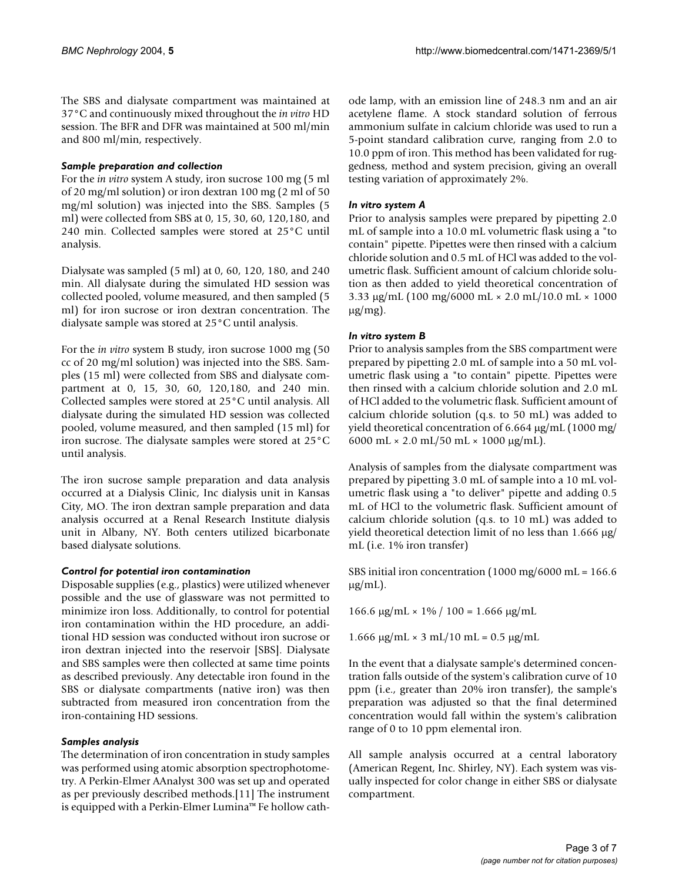The SBS and dialysate compartment was maintained at 37°C and continuously mixed throughout the *in vitro* HD session. The BFR and DFR was maintained at 500 ml/min and 800 ml/min, respectively.

### *Sample preparation and collection*

For the *in vitro* system A study, iron sucrose 100 mg (5 ml of 20 mg/ml solution) or iron dextran 100 mg (2 ml of 50 mg/ml solution) was injected into the SBS. Samples (5 ml) were collected from SBS at 0, 15, 30, 60, 120,180, and 240 min. Collected samples were stored at 25°C until analysis.

Dialysate was sampled (5 ml) at 0, 60, 120, 180, and 240 min. All dialysate during the simulated HD session was collected pooled, volume measured, and then sampled (5 ml) for iron sucrose or iron dextran concentration. The dialysate sample was stored at 25°C until analysis.

For the *in vitro* system B study, iron sucrose 1000 mg (50 cc of 20 mg/ml solution) was injected into the SBS. Samples (15 ml) were collected from SBS and dialysate compartment at 0, 15, 30, 60, 120,180, and 240 min. Collected samples were stored at 25°C until analysis. All dialysate during the simulated HD session was collected pooled, volume measured, and then sampled (15 ml) for iron sucrose. The dialysate samples were stored at 25°C until analysis.

The iron sucrose sample preparation and data analysis occurred at a Dialysis Clinic, Inc dialysis unit in Kansas City, MO. The iron dextran sample preparation and data analysis occurred at a Renal Research Institute dialysis unit in Albany, NY. Both centers utilized bicarbonate based dialysate solutions.

### *Control for potential iron contamination*

Disposable supplies (e.g., plastics) were utilized whenever possible and the use of glassware was not permitted to minimize iron loss. Additionally, to control for potential iron contamination within the HD procedure, an additional HD session was conducted without iron sucrose or iron dextran injected into the reservoir [SBS]. Dialysate and SBS samples were then collected at same time points as described previously. Any detectable iron found in the SBS or dialysate compartments (native iron) was then subtracted from measured iron concentration from the iron-containing HD sessions.

### *Samples analysis*

The determination of iron concentration in study samples was performed using atomic absorption spectrophotometry. A Perkin-Elmer AAnalyst 300 was set up and operated as per previously described methods.[11] The instrument is equipped with a Perkin-Elmer Lumina™ Fe hollow cathode lamp, with an emission line of 248.3 nm and an air acetylene flame. A stock standard solution of ferrous ammonium sulfate in calcium chloride was used to run a 5-point standard calibration curve, ranging from 2.0 to 10.0 ppm of iron. This method has been validated for ruggedness, method and system precision, giving an overall testing variation of approximately 2%.

### *In vitro system A*

Prior to analysis samples were prepared by pipetting 2.0 mL of sample into a 10.0 mL volumetric flask using a "to contain" pipette. Pipettes were then rinsed with a calcium chloride solution and 0.5 mL of HCl was added to the volumetric flask. Sufficient amount of calcium chloride solution as then added to yield theoretical concentration of 3.33 μg/mL (100 mg/6000 mL × 2.0 mL/10.0 mL × 1000 μg/mg).

### *In vitro system B*

Prior to analysis samples from the SBS compartment were prepared by pipetting 2.0 mL of sample into a 50 mL volumetric flask using a "to contain" pipette. Pipettes were then rinsed with a calcium chloride solution and 2.0 mL of HCl added to the volumetric flask. Sufficient amount of calcium chloride solution (q.s. to 50 mL) was added to yield theoretical concentration of 6.664 μg/mL (1000 mg/6000 mL × 2.0 mL/50 mL × 1000 μg/mL).

Analysis of samples from the dialysate compartment was prepared by pipetting 3.0 mL of sample into a 10 mL volumetric flask using a "to deliver" pipette and adding 0.5 mL of HCl to the volumetric flask. Sufficient amount of calcium chloride solution (q.s. to 10 mL) was added to yield theoretical detection limit of no less than 1.666 μg/mL (i.e. 1% iron transfer)

SBS initial iron concentration (1000 mg/6000 mL = 166.6 μg/mL).

166.6 μg/mL × 1% / 100 = 1.666 μg/mL

1.666 μg/mL × 3 mL/10 mL = 0.5 μg/mL

In the event that a dialysate sample's determined concentration falls outside of the system's calibration curve of 10 ppm (i.e., greater than 20% iron transfer), the sample's preparation was adjusted so that the final determined concentration would fall within the system's calibration range of 0 to 10 ppm elemental iron.

All sample analysis occurred at a central laboratory (American Regent, Inc. Shirley, NY). Each system was visually inspected for color change in either SBS or dialysate compartment.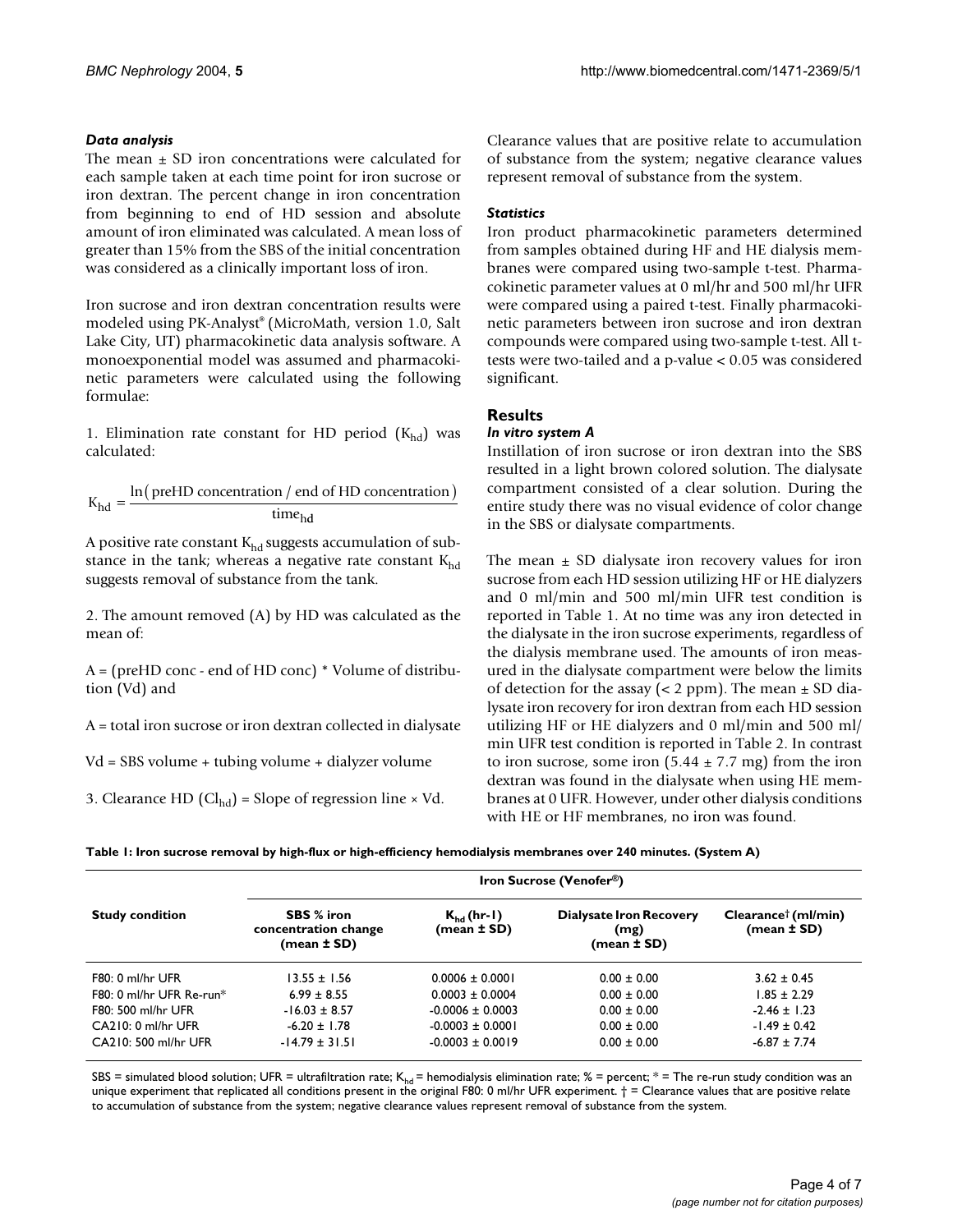### *Data analysis*

The mean ± SD iron concentrations were calculated for each sample taken at each time point for iron sucrose or iron dextran. The percent change in iron concentration from beginning to end of HD session and absolute amount of iron eliminated was calculated. A mean loss of greater than 15% from the SBS of the initial concentration was considered as a clinically important loss of iron.

Iron sucrose and iron dextran concentration results were modeled using PK-Analyst® (MicroMath, version 1.0, Salt Lake City, UT) pharmacokinetic data analysis software. A monoexponential model was assumed and pharmacokinetic parameters were calculated using the following formulae:

1. Elimination rate constant for HD period ($K_{hd}$) was calculated:

$$K_{hd} = \frac{\ln(\text{preHD concentration / end of HD concentration})}{\text{time}_{hd}}$$

A positive rate constant $K_{hd}$ suggests accumulation of substance in the tank; whereas a negative rate constant $K_{hd}$ suggests removal of substance from the tank.

2. The amount removed (A) by HD was calculated as the mean of:

A = (preHD conc - end of HD conc) * Volume of distribution (Vd) and

A = total iron sucrose or iron dextran collected in dialysate

Vd = SBS volume + tubing volume + dialyzer volume

3. Clearance HD ($Cl_{hd}$) = Slope of regression line × Vd.

Clearance values that are positive relate to accumulation of substance from the system; negative clearance values represent removal of substance from the system.

### *Statistics*

Iron product pharmacokinetic parameters determined from samples obtained during HF and HE dialysis membranes were compared using two-sample t-test. Pharmacokinetic parameter values at 0 ml/hr and 500 ml/hr UFR were compared using a paired t-test. Finally pharmacokinetic parameters between iron sucrose and iron dextran compounds were compared using two-sample t-test. All t-tests were two-tailed and a p-value < 0.05 was considered significant.

## Results

### *In vitro system A*

Instillation of iron sucrose or iron dextran into the SBS resulted in a light brown colored solution. The dialysate compartment consisted of a clear solution. During the entire study there was no visual evidence of color change in the SBS or dialysate compartments.

The mean ± SD dialysate iron recovery values for iron sucrose from each HD session utilizing HF or HE dialyzers and 0 ml/min and 500 ml/min UFR test condition is reported in Table 1. At no time was any iron detected in the dialysate in the iron sucrose experiments, regardless of the dialysis membrane used. The amounts of iron measured in the dialysate compartment were below the limits of detection for the assay (< 2 ppm). The mean ± SD dialysate iron recovery for iron dextran from each HD session utilizing HF or HE dialyzers and 0 ml/min and 500 ml/min UFR test condition is reported in Table 2. In contrast to iron sucrose, some iron (5.44 ± 7.7 mg) from the iron dextran was found in the dialysate when using HE membranes at 0 UFR. However, under other dialysis conditions with HE or HF membranes, no iron was found.

**Table 1: Iron sucrose removal by high-flux or high-efficiency hemodialysis membranes over 240 minutes. (System A)**

| Study condition | Iron Sucrose (Venofer®) | | | |
|---|---|---|---|---|
| | **SBS % iron concentration change (mean ± SD)** | **$K_{hd}$ (hr-1) (mean ± SD)** | **Dialysate Iron Recovery (mg) (mean ± SD)** | **Clearance† (ml/min) (mean ± SD)** |
| F80: 0 ml/hr UFR | 13.55 ± 1.56 | 0.0006 ± 0.0001 | 0.00 ± 0.00 | 3.62 ± 0.45 |
| F80: 0 ml/hr UFR Re-run* | 6.99 ± 8.55 | 0.0003 ± 0.0004 | 0.00 ± 0.00 | 1.85 ± 2.29 |
| F80: 500 ml/hr UFR | -16.03 ± 8.57 | -0.0006 ± 0.0003 | 0.00 ± 0.00 | -2.46 ± 1.23 |
| CA210: 0 ml/hr UFR | -6.20 ± 1.78 | -0.0003 ± 0.0001 | 0.00 ± 0.00 | -1.49 ± 0.42 |
| CA210: 500 ml/hr UFR | -14.79 ± 31.51 | -0.0003 ± 0.0019 | 0.00 ± 0.00 | -6.87 ± 7.74 |

SBS = simulated blood solution; UFR = ultrafiltration rate; $K_{hd}$ = hemodialysis elimination rate; % = percent; * = The re-run study condition was an unique experiment that replicated all conditions present in the original F80: 0 ml/hr UFR experiment. † = Clearance values that are positive relate to accumulation of substance from the system; negative clearance values represent removal of substance from the system.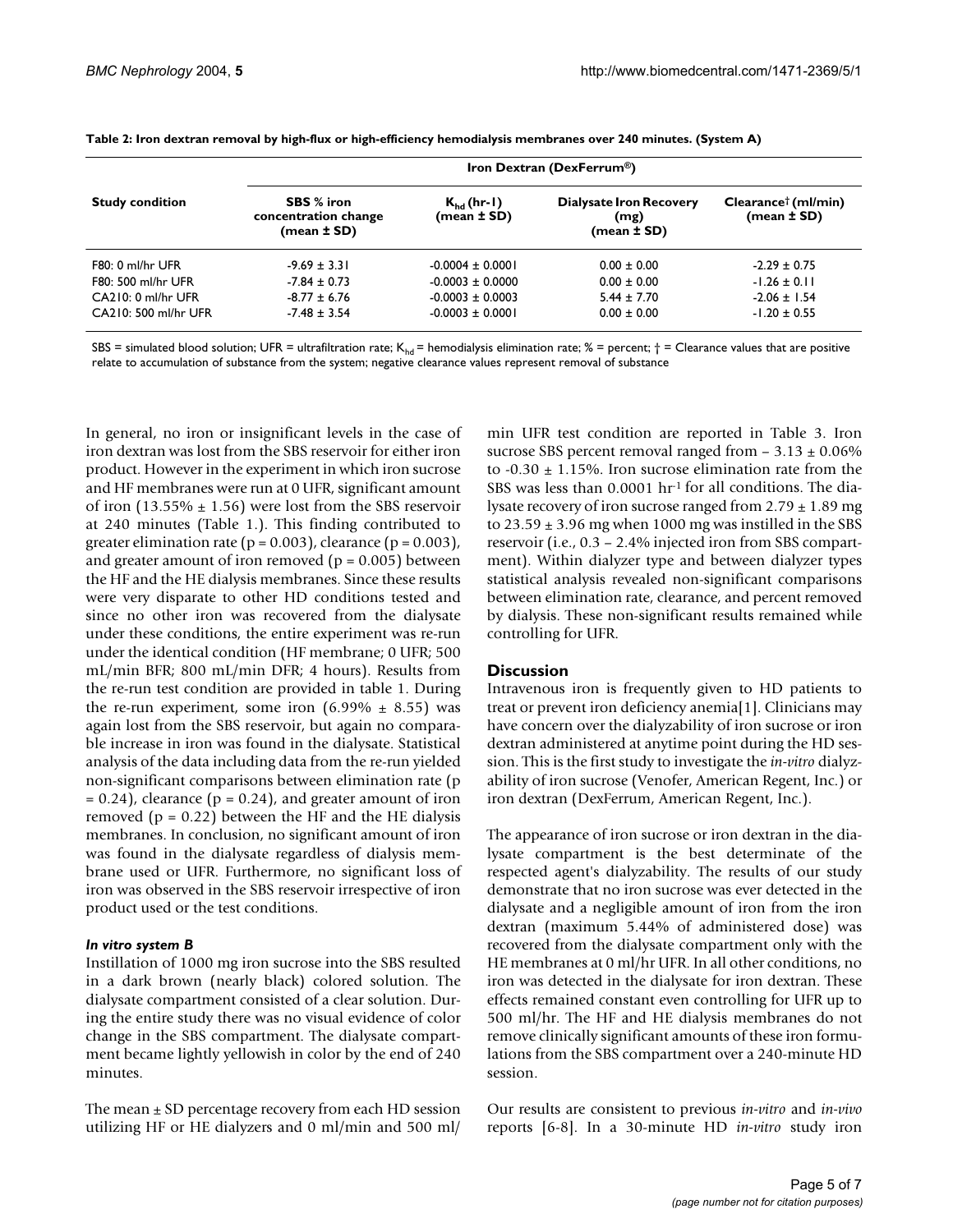**Table 2: Iron dextran removal by high-flux or high-efficiency hemodialysis membranes over 240 minutes. (System A)**

| Study condition | Iron Dextran (DexFerrum®) | | | |
|---|---|---|---|---|
| | SBS % iron concentration change (mean ± SD) | $K_{hd}$ (hr-1) (mean ± SD) | Dialysate Iron Recovery (mg) (mean ± SD) | Clearance† (ml/min) (mean ± SD) |
| F80: 0 ml/hr UFR | -9.69 ± 3.31 | -0.0004 ± 0.0001 | 0.00 ± 0.00 | -2.29 ± 0.75 |
| F80: 500 ml/hr UFR | -7.84 ± 0.73 | -0.0003 ± 0.0000 | 0.00 ± 0.00 | -1.26 ± 0.11 |
| CA210: 0 ml/hr UFR | -8.77 ± 6.76 | -0.0003 ± 0.0003 | 5.44 ± 7.70 | -2.06 ± 1.54 |
| CA210: 500 ml/hr UFR | -7.48 ± 3.54 | -0.0003 ± 0.0001 | 0.00 ± 0.00 | -1.20 ± 0.55 |

SBS = simulated blood solution; UFR = ultrafiltration rate; $K_{hd}$ = hemodialysis elimination rate; % = percent; † = Clearance values that are positive relate to accumulation of substance from the system; negative clearance values represent removal of substance

In general, no iron or insignificant levels in the case of iron dextran was lost from the SBS reservoir for either iron product. However in the experiment in which iron sucrose and HF membranes were run at 0 UFR, significant amount of iron (13.55% ± 1.56) were lost from the SBS reservoir at 240 minutes (Table 1.). This finding contributed to greater elimination rate ($p = 0.003$), clearance ($p = 0.003$), and greater amount of iron removed ($p = 0.005$) between the HF and the HE dialysis membranes. Since these results were very disparate to other HD conditions tested and since no other iron was recovered from the dialysate under these conditions, the entire experiment was re-run under the identical condition (HF membrane; 0 UFR; 500 mL/min BFR; 800 mL/min DFR; 4 hours). Results from the re-run test condition are provided in table 1. During the re-run experiment, some iron (6.99% ± 8.55) was again lost from the SBS reservoir, but again no comparable increase in iron was found in the dialysate. Statistical analysis of the data including data from the re-run yielded non-significant comparisons between elimination rate ($p = 0.24$), clearance ($p = 0.24$), and greater amount of iron removed ($p = 0.22$) between the HF and the HE dialysis membranes. In conclusion, no significant amount of iron was found in the dialysate regardless of dialysis membrane used or UFR. Furthermore, no significant loss of iron was observed in the SBS reservoir irrespective of iron product used or the test conditions.

### *In vitro system B*

Instillation of 1000 mg iron sucrose into the SBS resulted in a dark brown (nearly black) colored solution. The dialysate compartment consisted of a clear solution. During the entire study there was no visual evidence of color change in the SBS compartment. The dialysate compartment became lightly yellowish in color by the end of 240 minutes.

The mean ± SD percentage recovery from each HD session utilizing HF or HE dialyzers and 0 ml/min and 500 ml/min UFR test condition are reported in Table 3. Iron sucrose SBS percent removal ranged from – 3.13 ± 0.06% to -0.30 ± 1.15%. Iron sucrose elimination rate from the SBS was less than 0.0001 $hr^{-1}$ for all conditions. The dialysate recovery of iron sucrose ranged from 2.79 ± 1.89 mg to 23.59 ± 3.96 mg when 1000 mg was instilled in the SBS reservoir (i.e., 0.3 – 2.4% injected iron from SBS compartment). Within dialyzer type and between dialyzer types statistical analysis revealed non-significant comparisons between elimination rate, clearance, and percent removed by dialysis. These non-significant results remained while controlling for UFR.

## Discussion

Intravenous iron is frequently given to HD patients to treat or prevent iron deficiency anemia[1]. Clinicians may have concern over the dialyzability of iron sucrose or iron dextran administered at anytime point during the HD session. This is the first study to investigate the *in-vitro* dialyzability of iron sucrose (Venofer, American Regent, Inc.) or iron dextran (DexFerrum, American Regent, Inc.).

The appearance of iron sucrose or iron dextran in the dialysate compartment is the best determinate of the respected agent's dialyzability. The results of our study demonstrate that no iron sucrose was ever detected in the dialysate and a negligible amount of iron from the iron dextran (maximum 5.44% of administered dose) was recovered from the dialysate compartment only with the HE membranes at 0 ml/hr UFR. In all other conditions, no iron was detected in the dialysate for iron dextran. These effects remained constant even controlling for UFR up to 500 ml/hr. The HF and HE dialysis membranes do not remove clinically significant amounts of these iron formulations from the SBS compartment over a 240-minute HD session.

Our results are consistent to previous *in-vitro* and *in-vivo* reports [6-8]. In a 30-minute HD *in-vitro* study iron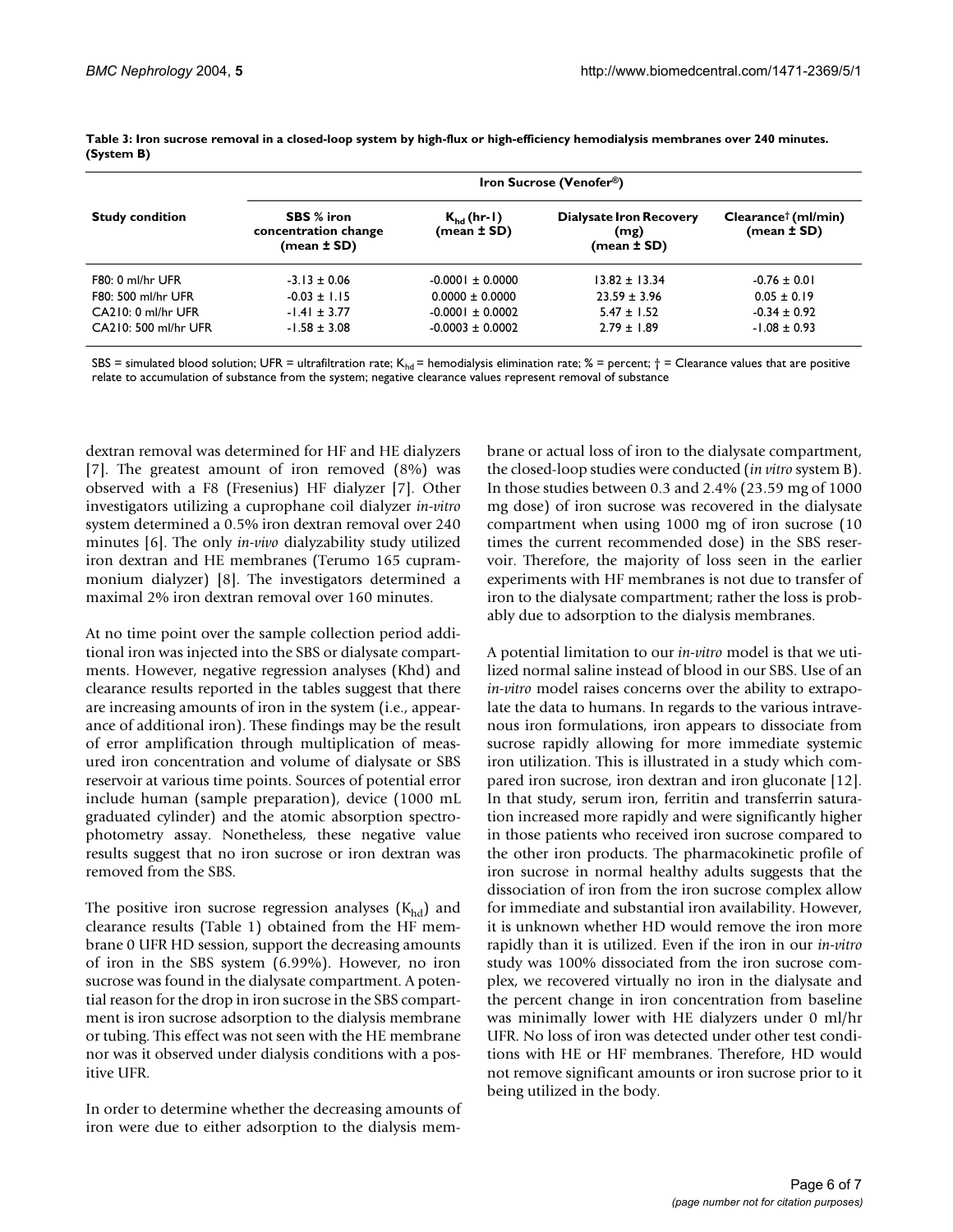**Table 3: Iron sucrose removal in a closed-loop system by high-flux or high-efficiency hemodialysis membranes over 240 minutes. (System B)**

| Study condition | Iron Sucrose (Venofer®) | | | |
|---|---|---|---|---|
| | SBS % iron concentration change (mean ± SD) | $K_{hd}$ (hr-1) (mean ± SD) | Dialysate Iron Recovery (mg) (mean ± SD) | Clearance† (ml/min) (mean ± SD) |
| F80: 0 ml/hr UFR | -3.13 ± 0.06 | -0.0001 ± 0.0000 | 13.82 ± 13.34 | -0.76 ± 0.01 |
| F80: 500 ml/hr UFR | -0.03 ± 1.15 | 0.0000 ± 0.0000 | 23.59 ± 3.96 | 0.05 ± 0.19 |
| CA210: 0 ml/hr UFR | -1.41 ± 3.77 | -0.0001 ± 0.0002 | 5.47 ± 1.52 | -0.34 ± 0.92 |
| CA210: 500 ml/hr UFR | -1.58 ± 3.08 | -0.0003 ± 0.0002 | 2.79 ± 1.89 | -1.08 ± 0.93 |

SBS = simulated blood solution; UFR = ultrafiltration rate; $K_{hd}$ = hemodialysis elimination rate; % = percent; † = Clearance values that are positive relate to accumulation of substance from the system; negative clearance values represent removal of substance

dextran removal was determined for HF and HE dialyzers [7]. The greatest amount of iron removed (8%) was observed with a F8 (Fresenius) HF dialyzer [7]. Other investigators utilizing a cuprophane coil dialyzer *in-vitro* system determined a 0.5% iron dextran removal over 240 minutes [6]. The only *in-vivo* dialyzability study utilized iron dextran and HE membranes (Terumo 165 cuprammonium dialyzer) [8]. The investigators determined a maximal 2% iron dextran removal over 160 minutes.

At no time point over the sample collection period additional iron was injected into the SBS or dialysate compartments. However, negative regression analyses (Khd) and clearance results reported in the tables suggest that there are increasing amounts of iron in the system (i.e., appearance of additional iron). These findings may be the result of error amplification through multiplication of measured iron concentration and volume of dialysate or SBS reservoir at various time points. Sources of potential error include human (sample preparation), device (1000 mL graduated cylinder) and the atomic absorption spectrophotometry assay. Nonetheless, these negative value results suggest that no iron sucrose or iron dextran was removed from the SBS.

The positive iron sucrose regression analyses ($K_{hd}$) and clearance results (Table 1) obtained from the HF membrane 0 UFR HD session, support the decreasing amounts of iron in the SBS system (6.99%). However, no iron sucrose was found in the dialysate compartment. A potential reason for the drop in iron sucrose in the SBS compartment is iron sucrose adsorption to the dialysis membrane or tubing. This effect was not seen with the HE membrane nor was it observed under dialysis conditions with a positive UFR.

In order to determine whether the decreasing amounts of iron were due to either adsorption to the dialysis membrane or actual loss of iron to the dialysate compartment, the closed-loop studies were conducted (*in vitro* system B). In those studies between 0.3 and 2.4% (23.59 mg of 1000 mg dose) of iron sucrose was recovered in the dialysate compartment when using 1000 mg of iron sucrose (10 times the current recommended dose) in the SBS reservoir. Therefore, the majority of loss seen in the earlier experiments with HF membranes is not due to transfer of iron to the dialysate compartment; rather the loss is probably due to adsorption to the dialysis membranes.

A potential limitation to our *in-vitro* model is that we utilized normal saline instead of blood in our SBS. Use of an *in-vitro* model raises concerns over the ability to extrapolate the data to humans. In regards to the various intravenous iron formulations, iron appears to dissociate from sucrose rapidly allowing for more immediate systemic iron utilization. This is illustrated in a study which compared iron sucrose, iron dextran and iron gluconate [12]. In that study, serum iron, ferritin and transferrin saturation increased more rapidly and were significantly higher in those patients who received iron sucrose compared to the other iron products. The pharmacokinetic profile of iron sucrose in normal healthy adults suggests that the dissociation of iron from the iron sucrose complex allow for immediate and substantial iron availability. However, it is unknown whether HD would remove the iron more rapidly than it is utilized. Even if the iron in our *in-vitro* study was 100% dissociated from the iron sucrose complex, we recovered virtually no iron in the dialysate and the percent change in iron concentration from baseline was minimally lower with HE dialyzers under 0 ml/hr UFR. No loss of iron was detected under other test conditions with HE or HF membranes. Therefore, HD would not remove significant amounts or iron sucrose prior to it being utilized in the body.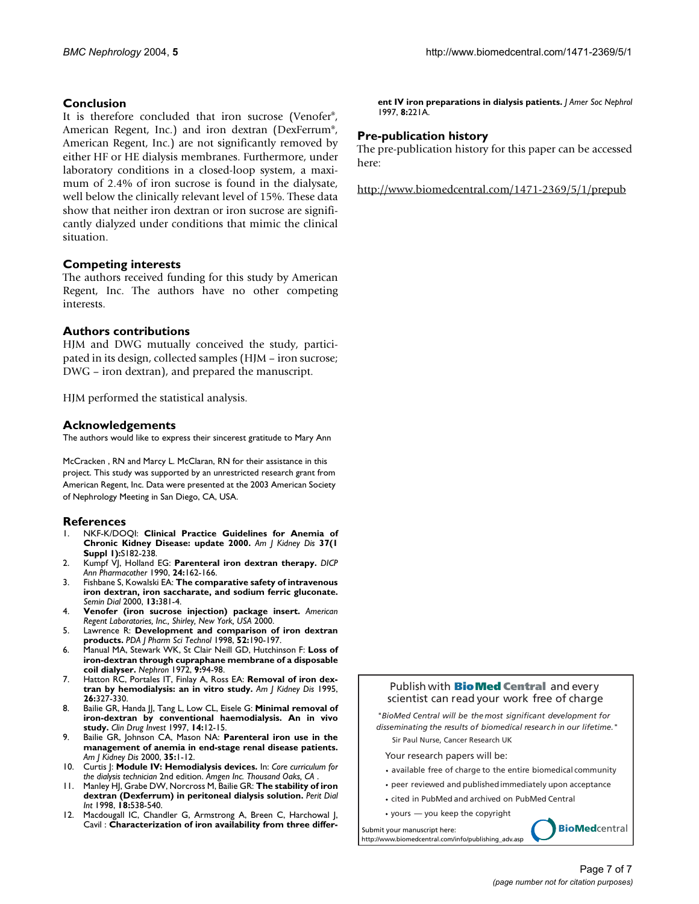## Conclusion

It is therefore concluded that iron sucrose (Venofer®, American Regent, Inc.) and iron dextran (DexFerrum®, American Regent, Inc.) are not significantly removed by either HF or HE dialysis membranes. Furthermore, under laboratory conditions in a closed-loop system, a maximum of 2.4% of iron sucrose is found in the dialysate, well below the clinically relevant level of 15%. These data show that neither iron dextran or iron sucrose are significantly dialyzed under conditions that mimic the clinical situation.

## Competing interests

The authors received funding for this study by American Regent, Inc. The authors have no other competing interests.

## Authors contributions

HJM and DWG mutually conceived the study, participated in its design, collected samples (HJM – iron sucrose; DWG – iron dextran), and prepared the manuscript.

HJM performed the statistical analysis.

## Acknowledgements

The authors would like to express their sincerest gratitude to Mary Ann

McCracken , RN and Marcy L. McClaran, RN for their assistance in this project. This study was supported by an unrestricted research grant from American Regent, Inc. Data were presented at the 2003 American Society of Nephrology Meeting in San Diego, CA, USA.

## References

1. NKF-K/DOQI: **Clinical Practice Guidelines for Anemia of Chronic Kidney Disease: update 2000.** *Am J Kidney Dis* **37(1 Suppl 1):**S182-238.
2. Kumpf VJ, Holland EG: **Parenteral iron dextran therapy.** *DICP Ann Pharmacother* 1990, **24:**162-166.
3. Fishbane S, Kowalski EA: **The comparative safety of intravenous iron dextran, iron saccharate, and sodium ferric gluconate.** *Semin Dial* 2000, **13:**381-4.
4. **Venofer (iron sucrose injection) package insert.** *American Regent Laboratories, Inc., Shirley, New York, USA* 2000.
5. Lawrence R: **Development and comparison of iron dextran products.** *PDA J Pharm Sci Technol* 1998, **52:**190-197.
6. Manual MA, Stewark WK, St Clair Neill GD, Hutchinson F: **Loss of iron-dextran through cupraphane membrane of a disposable coil dialyser.** *Nephron* 1972, **9:**94-98.
7. Hatton RC, Portales IT, Finlay A, Ross EA: **Removal of iron dextran by hemodialysis: an in vitro study.** *Am J Kidney Dis* 1995, **26:**327-330.
8. Bailie GR, Handa JJ, Tang L, Low CL, Eisele G: **Minimal removal of iron-dextran by conventional haemodialysis. An in vivo study.** *Clin Drug Invest* 1997, **14:**12-15.
9. Bailie GR, Johnson CA, Mason NA: **Parenteral iron use in the management of anemia in end-stage renal disease patients.** *Am J Kidney Dis* 2000, **35:**1-12.
10. Curtis J: **Module IV: Hemodialysis devices.** In: *Core curriculum for the dialysis technician* 2nd edition. *Amgen Inc. Thousand Oaks, CA* .
11. Manley HJ, Grabe DW, Norcross M, Bailie GR: **The stability of iron dextran (Dexferrum) in peritoneal dialysis solution.** *Perit Dial Int* 1998, **18:**538-540.
12. Macdougall IC, Chandler G, Armstrong A, Breen C, Harchowal J, Cavil : **Characterization of iron availability from three different IV iron preparations in dialysis patients.** *J Amer Soc Nephrol* 1997, **8:**221A.

## Pre-publication history

The pre-publication history for this paper can be accessed here:

http://www.biomedcentral.com/1471-2369/5/1/prepub

Publish with **BioMed Central** and every scientist can read your work free of charge

*"BioMed Central will be the most significant development for disseminating the results of biomedical research in our lifetime."*
Sir Paul Nurse, Cancer Research UK

Your research papers will be:

- available free of charge to the entire biomedical community
- peer reviewed and published immediately upon acceptance
- cited in PubMed and archived on PubMed Central
- yours — you keep the copyright

Submit your manuscript here:
http://www.biomedcentral.com/info/publishing_adv.asp

BioMedcentral